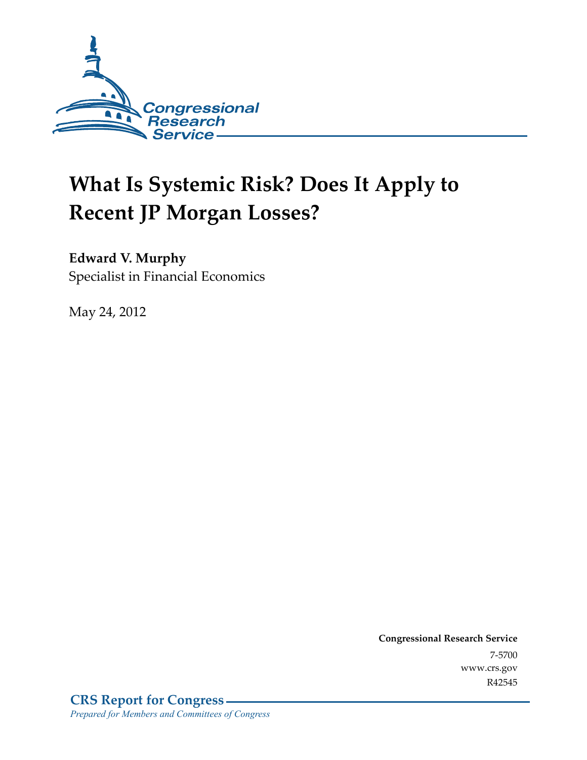# What Is Systemic Risk? Does It Apply to Recent JP Morgan Losses?

**Edward V. Murphy**
Specialist in Financial Economics

May 24, 2012

**Congressional Research Service**
7-5700
www.crs.gov
R42545

**CRS Report for Congress**
*Prepared for Members and Committees of Congress*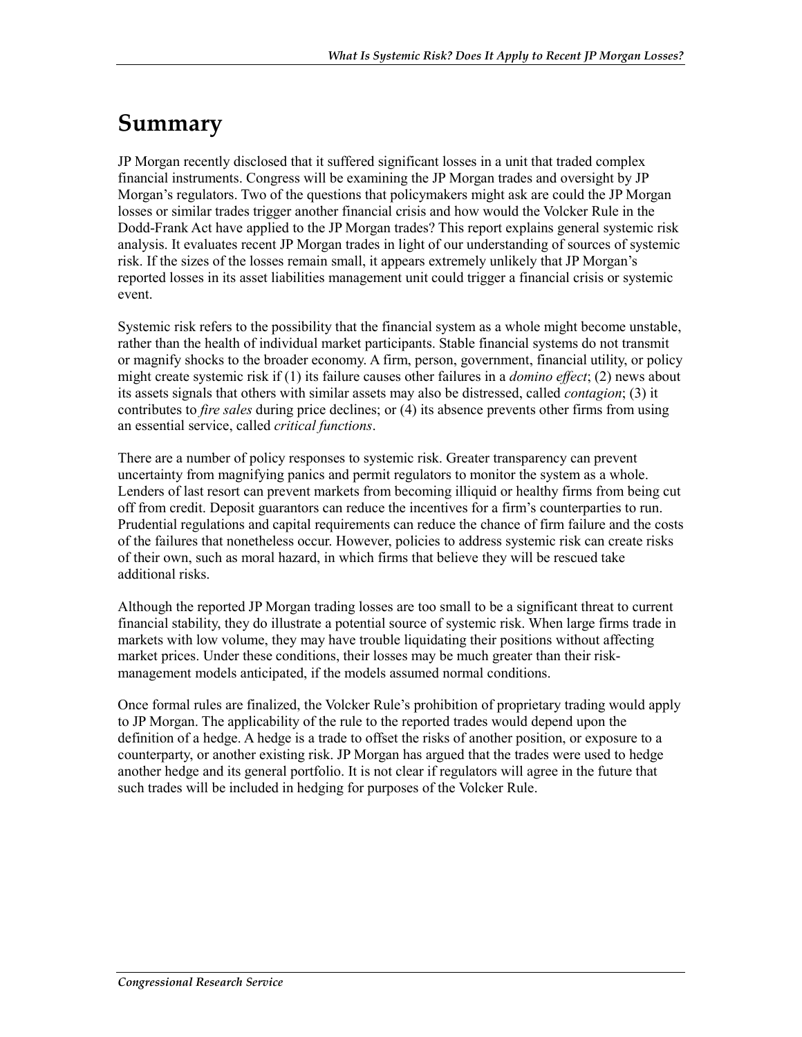# Summary

JP Morgan recently disclosed that it suffered significant losses in a unit that traded complex financial instruments. Congress will be examining the JP Morgan trades and oversight by JP Morgan's regulators. Two of the questions that policymakers might ask are could the JP Morgan losses or similar trades trigger another financial crisis and how would the Volcker Rule in the Dodd-Frank Act have applied to the JP Morgan trades? This report explains general systemic risk analysis. It evaluates recent JP Morgan trades in light of our understanding of sources of systemic risk. If the sizes of the losses remain small, it appears extremely unlikely that JP Morgan's reported losses in its asset liabilities management unit could trigger a financial crisis or systemic event.

Systemic risk refers to the possibility that the financial system as a whole might become unstable, rather than the health of individual market participants. Stable financial systems do not transmit or magnify shocks to the broader economy. A firm, person, government, financial utility, or policy might create systemic risk if (1) its failure causes other failures in a *domino effect*; (2) news about its assets signals that others with similar assets may also be distressed, called *contagion*; (3) it contributes to *fire sales* during price declines; or (4) its absence prevents other firms from using an essential service, called *critical functions*.

There are a number of policy responses to systemic risk. Greater transparency can prevent uncertainty from magnifying panics and permit regulators to monitor the system as a whole. Lenders of last resort can prevent markets from becoming illiquid or healthy firms from being cut off from credit. Deposit guarantors can reduce the incentives for a firm's counterparties to run. Prudential regulations and capital requirements can reduce the chance of firm failure and the costs of the failures that nonetheless occur. However, policies to address systemic risk can create risks of their own, such as moral hazard, in which firms that believe they will be rescued take additional risks.

Although the reported JP Morgan trading losses are too small to be a significant threat to current financial stability, they do illustrate a potential source of systemic risk. When large firms trade in markets with low volume, they may have trouble liquidating their positions without affecting market prices. Under these conditions, their losses may be much greater than their risk-management models anticipated, if the models assumed normal conditions.

Once formal rules are finalized, the Volcker Rule's prohibition of proprietary trading would apply to JP Morgan. The applicability of the rule to the reported trades would depend upon the definition of a hedge. A hedge is a trade to offset the risks of another position, or exposure to a counterparty, or another existing risk. JP Morgan has argued that the trades were used to hedge another hedge and its general portfolio. It is not clear if regulators will agree in the future that such trades will be included in hedging for purposes of the Volcker Rule.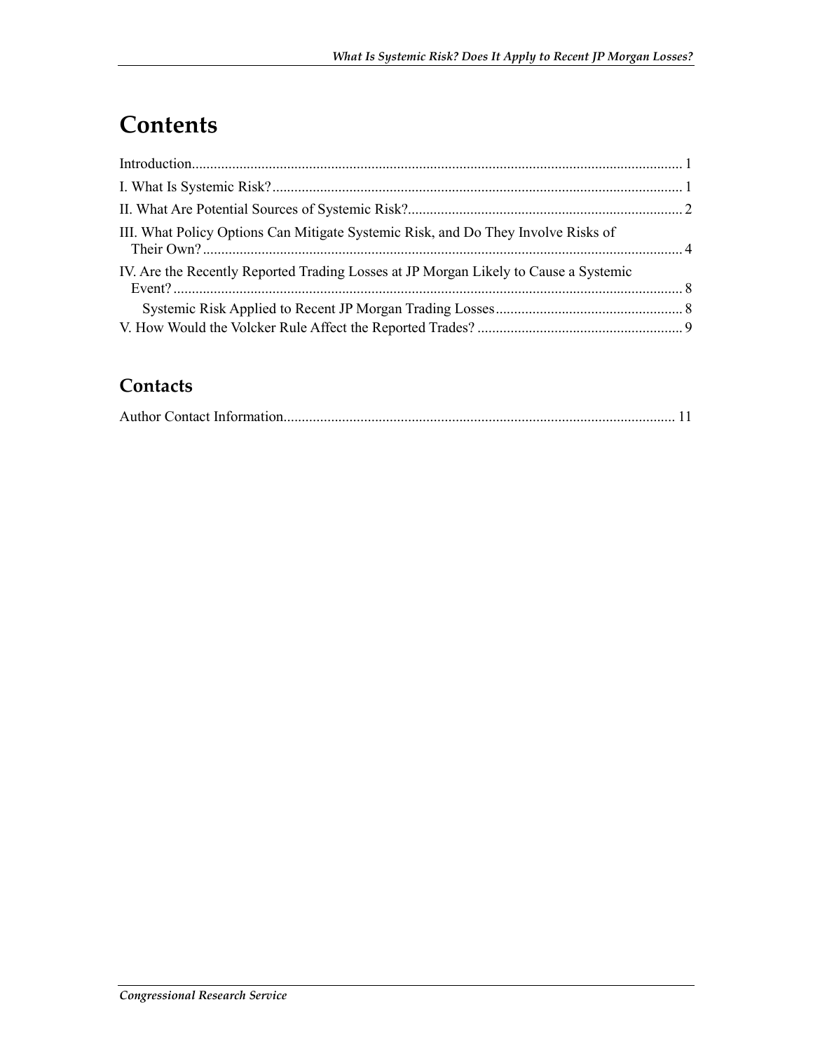# Contents

Introduction ..................................................................................................................................... 1

I. What Is Systemic Risk? ................................................................................................................ 1

II. What Are Potential Sources of Systemic Risk? ........................................................................... 2

III. What Policy Options Can Mitigate Systemic Risk, and Do They Involve Risks of Their Own? .................................................................................................................................. 4

IV. Are the Recently Reported Trading Losses at JP Morgan Likely to Cause a Systemic Event? ........................................................................................................................................... 8

Systemic Risk Applied to Recent JP Morgan Trading Losses ................................................... 8

V. How Would the Volcker Rule Affect the Reported Trades? ........................................................ 9

## Contacts

Author Contact Information.......................................................................................................... 11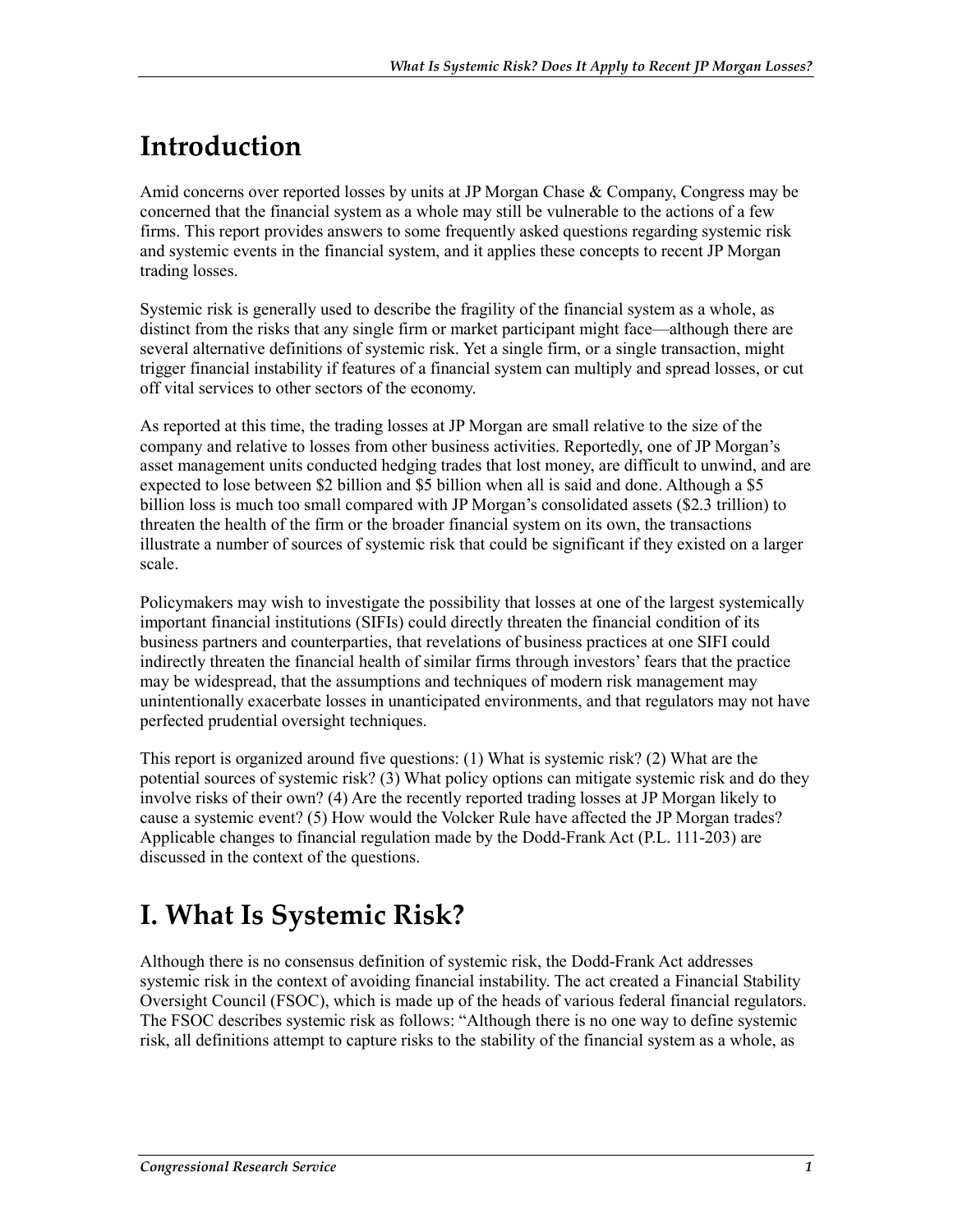# Introduction

Amid concerns over reported losses by units at JP Morgan Chase & Company, Congress may be concerned that the financial system as a whole may still be vulnerable to the actions of a few firms. This report provides answers to some frequently asked questions regarding systemic risk and systemic events in the financial system, and it applies these concepts to recent JP Morgan trading losses.

Systemic risk is generally used to describe the fragility of the financial system as a whole, as distinct from the risks that any single firm or market participant might face—although there are several alternative definitions of systemic risk. Yet a single firm, or a single transaction, might trigger financial instability if features of a financial system can multiply and spread losses, or cut off vital services to other sectors of the economy.

As reported at this time, the trading losses at JP Morgan are small relative to the size of the company and relative to losses from other business activities. Reportedly, one of JP Morgan's asset management units conducted hedging trades that lost money, are difficult to unwind, and are expected to lose between $2 billion and $5 billion when all is said and done. Although a $5 billion loss is much too small compared with JP Morgan's consolidated assets ($2.3 trillion) to threaten the health of the firm or the broader financial system on its own, the transactions illustrate a number of sources of systemic risk that could be significant if they existed on a larger scale.

Policymakers may wish to investigate the possibility that losses at one of the largest systemically important financial institutions (SIFIs) could directly threaten the financial condition of its business partners and counterparties, that revelations of business practices at one SIFI could indirectly threaten the financial health of similar firms through investors' fears that the practice may be widespread, that the assumptions and techniques of modern risk management may unintentionally exacerbate losses in unanticipated environments, and that regulators may not have perfected prudential oversight techniques.

This report is organized around five questions: (1) What is systemic risk? (2) What are the potential sources of systemic risk? (3) What policy options can mitigate systemic risk and do they involve risks of their own? (4) Are the recently reported trading losses at JP Morgan likely to cause a systemic event? (5) How would the Volcker Rule have affected the JP Morgan trades? Applicable changes to financial regulation made by the Dodd-Frank Act (P.L. 111-203) are discussed in the context of the questions.

# I. What Is Systemic Risk?

Although there is no consensus definition of systemic risk, the Dodd-Frank Act addresses systemic risk in the context of avoiding financial instability. The act created a Financial Stability Oversight Council (FSOC), which is made up of the heads of various federal financial regulators. The FSOC describes systemic risk as follows: "Although there is no one way to define systemic risk, all definitions attempt to capture risks to the stability of the financial system as a whole, as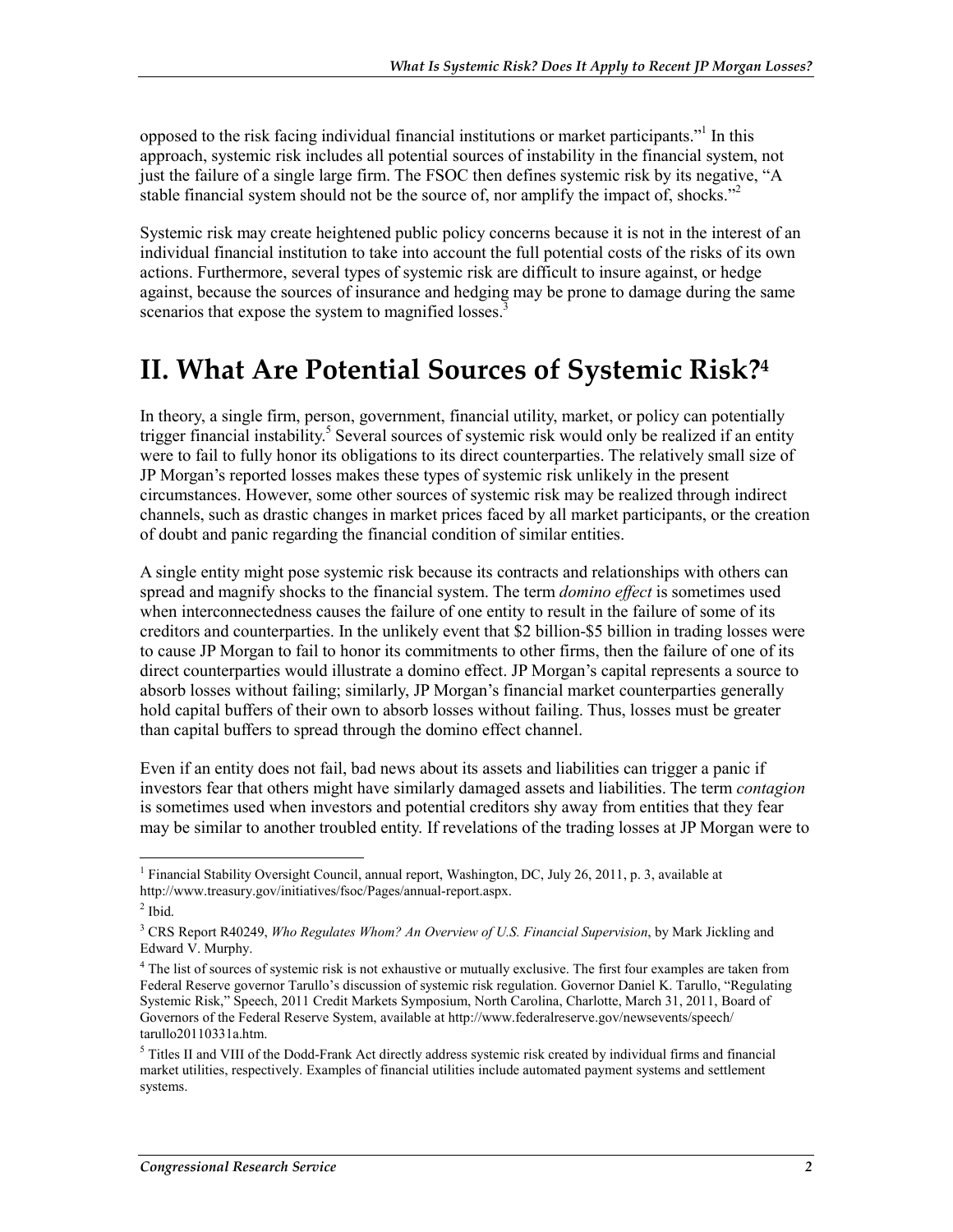opposed to the risk facing individual financial institutions or market participants."[1] In this approach, systemic risk includes all potential sources of instability in the financial system, not just the failure of a single large firm. The FSOC then defines systemic risk by its negative, "A stable financial system should not be the source of, nor amplify the impact of, shocks."[2]

Systemic risk may create heightened public policy concerns because it is not in the interest of an individual financial institution to take into account the full potential costs of the risks of its own actions. Furthermore, several types of systemic risk are difficult to insure against, or hedge against, because the sources of insurance and hedging may be prone to damage during the same scenarios that expose the system to magnified losses.[3]

# II. What Are Potential Sources of Systemic Risk?[4]

In theory, a single firm, person, government, financial utility, market, or policy can potentially trigger financial instability.[5] Several sources of systemic risk would only be realized if an entity were to fail to fully honor its obligations to its direct counterparties. The relatively small size of JP Morgan's reported losses makes these types of systemic risk unlikely in the present circumstances. However, some other sources of systemic risk may be realized through indirect channels, such as drastic changes in market prices faced by all market participants, or the creation of doubt and panic regarding the financial condition of similar entities.

A single entity might pose systemic risk because its contracts and relationships with others can spread and magnify shocks to the financial system. The term *domino effect* is sometimes used when interconnectedness causes the failure of one entity to result in the failure of some of its creditors and counterparties. In the unlikely event that $2 billion-$5 billion in trading losses were to cause JP Morgan to fail to honor its commitments to other firms, then the failure of one of its direct counterparties would illustrate a domino effect. JP Morgan's capital represents a source to absorb losses without failing; similarly, JP Morgan's financial market counterparties generally hold capital buffers of their own to absorb losses without failing. Thus, losses must be greater than capital buffers to spread through the domino effect channel.

Even if an entity does not fail, bad news about its assets and liabilities can trigger a panic if investors fear that others might have similarly damaged assets and liabilities. The term *contagion* is sometimes used when investors and potential creditors shy away from entities that they fear may be similar to another troubled entity. If revelations of the trading losses at JP Morgan were to

---

[1] Financial Stability Oversight Council, annual report, Washington, DC, July 26, 2011, p. 3, available at http://www.treasury.gov/initiatives/fsoc/Pages/annual-report.aspx.

[2] Ibid.

[3] CRS Report R40249, *Who Regulates Whom? An Overview of U.S. Financial Supervision*, by Mark Jickling and Edward V. Murphy.

[4] The list of sources of systemic risk is not exhaustive or mutually exclusive. The first four examples are taken from Federal Reserve governor Tarullo's discussion of systemic risk regulation. Governor Daniel K. Tarullo, "Regulating Systemic Risk," Speech, 2011 Credit Markets Symposium, North Carolina, Charlotte, March 31, 2011, Board of Governors of the Federal Reserve System, available at http://www.federalreserve.gov/newsevents/speech/tarullo20110331a.htm.

[5] Titles II and VIII of the Dodd-Frank Act directly address systemic risk created by individual firms and financial market utilities, respectively. Examples of financial utilities include automated payment systems and settlement systems.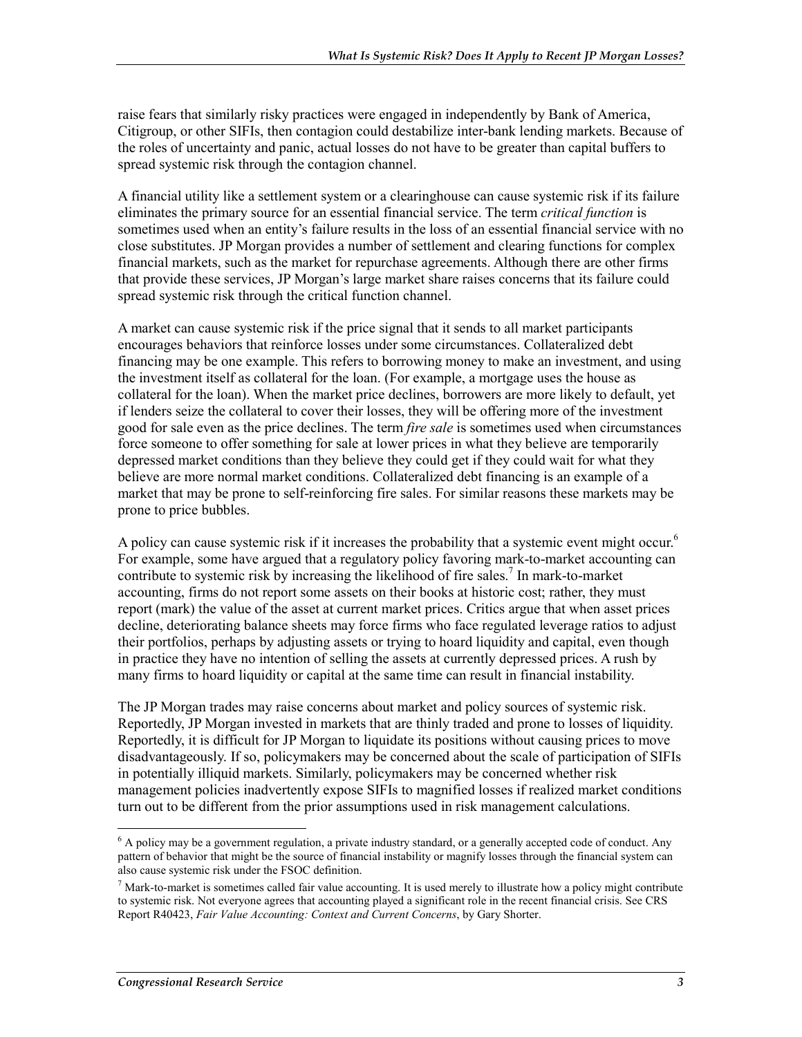raise fears that similarly risky practices were engaged in independently by Bank of America, Citigroup, or other SIFIs, then contagion could destabilize inter-bank lending markets. Because of the roles of uncertainty and panic, actual losses do not have to be greater than capital buffers to spread systemic risk through the contagion channel.

A financial utility like a settlement system or a clearinghouse can cause systemic risk if its failure eliminates the primary source for an essential financial service. The term *critical function* is sometimes used when an entity's failure results in the loss of an essential financial service with no close substitutes. JP Morgan provides a number of settlement and clearing functions for complex financial markets, such as the market for repurchase agreements. Although there are other firms that provide these services, JP Morgan's large market share raises concerns that its failure could spread systemic risk through the critical function channel.

A market can cause systemic risk if the price signal that it sends to all market participants encourages behaviors that reinforce losses under some circumstances. Collateralized debt financing may be one example. This refers to borrowing money to make an investment, and using the investment itself as collateral for the loan. (For example, a mortgage uses the house as collateral for the loan). When the market price declines, borrowers are more likely to default, yet if lenders seize the collateral to cover their losses, they will be offering more of the investment good for sale even as the price declines. The term *fire sale* is sometimes used when circumstances force someone to offer something for sale at lower prices in what they believe are temporarily depressed market conditions than they believe they could get if they could wait for what they believe are more normal market conditions. Collateralized debt financing is an example of a market that may be prone to self-reinforcing fire sales. For similar reasons these markets may be prone to price bubbles.

A policy can cause systemic risk if it increases the probability that a systemic event might occur.[6] For example, some have argued that a regulatory policy favoring mark-to-market accounting can contribute to systemic risk by increasing the likelihood of fire sales.[7] In mark-to-market accounting, firms do not report some assets on their books at historic cost; rather, they must report (mark) the value of the asset at current market prices. Critics argue that when asset prices decline, deteriorating balance sheets may force firms who face regulated leverage ratios to adjust their portfolios, perhaps by adjusting assets or trying to hoard liquidity and capital, even though in practice they have no intention of selling the assets at currently depressed prices. A rush by many firms to hoard liquidity or capital at the same time can result in financial instability.

The JP Morgan trades may raise concerns about market and policy sources of systemic risk. Reportedly, JP Morgan invested in markets that are thinly traded and prone to losses of liquidity. Reportedly, it is difficult for JP Morgan to liquidate its positions without causing prices to move disadvantageously. If so, policymakers may be concerned about the scale of participation of SIFIs in potentially illiquid markets. Similarly, policymakers may be concerned whether risk management policies inadvertently expose SIFIs to magnified losses if realized market conditions turn out to be different from the prior assumptions used in risk management calculations.

---

[6] A policy may be a government regulation, a private industry standard, or a generally accepted code of conduct. Any pattern of behavior that might be the source of financial instability or magnify losses through the financial system can also cause systemic risk under the FSOC definition.

[7] Mark-to-market is sometimes called fair value accounting. It is used merely to illustrate how a policy might contribute to systemic risk. Not everyone agrees that accounting played a significant role in the recent financial crisis. See CRS Report R40423, *Fair Value Accounting: Context and Current Concerns*, by Gary Shorter.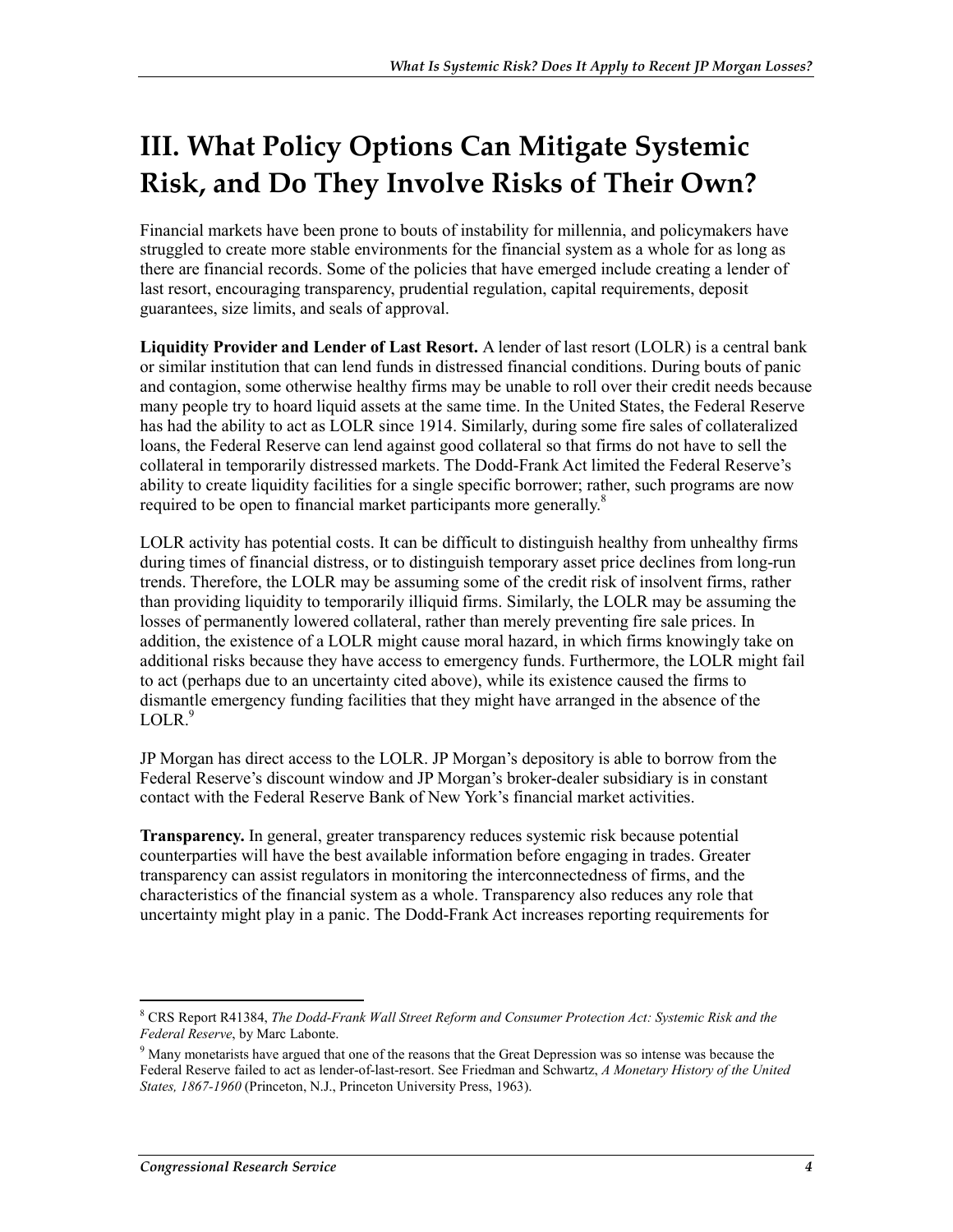# III. What Policy Options Can Mitigate Systemic Risk, and Do They Involve Risks of Their Own?

Financial markets have been prone to bouts of instability for millennia, and policymakers have struggled to create more stable environments for the financial system as a whole for as long as there are financial records. Some of the policies that have emerged include creating a lender of last resort, encouraging transparency, prudential regulation, capital requirements, deposit guarantees, size limits, and seals of approval.

**Liquidity Provider and Lender of Last Resort.** A lender of last resort (LOLR) is a central bank or similar institution that can lend funds in distressed financial conditions. During bouts of panic and contagion, some otherwise healthy firms may be unable to roll over their credit needs because many people try to hoard liquid assets at the same time. In the United States, the Federal Reserve has had the ability to act as LOLR since 1914. Similarly, during some fire sales of collateralized loans, the Federal Reserve can lend against good collateral so that firms do not have to sell the collateral in temporarily distressed markets. The Dodd-Frank Act limited the Federal Reserve's ability to create liquidity facilities for a single specific borrower; rather, such programs are now required to be open to financial market participants more generally.[8]

LOLR activity has potential costs. It can be difficult to distinguish healthy from unhealthy firms during times of financial distress, or to distinguish temporary asset price declines from long-run trends. Therefore, the LOLR may be assuming some of the credit risk of insolvent firms, rather than providing liquidity to temporarily illiquid firms. Similarly, the LOLR may be assuming the losses of permanently lowered collateral, rather than merely preventing fire sale prices. In addition, the existence of a LOLR might cause moral hazard, in which firms knowingly take on additional risks because they have access to emergency funds. Furthermore, the LOLR might fail to act (perhaps due to an uncertainty cited above), while its existence caused the firms to dismantle emergency funding facilities that they might have arranged in the absence of the LOLR.[9]

JP Morgan has direct access to the LOLR. JP Morgan's depository is able to borrow from the Federal Reserve's discount window and JP Morgan's broker-dealer subsidiary is in constant contact with the Federal Reserve Bank of New York's financial market activities.

**Transparency.** In general, greater transparency reduces systemic risk because potential counterparties will have the best available information before engaging in trades. Greater transparency can assist regulators in monitoring the interconnectedness of firms, and the characteristics of the financial system as a whole. Transparency also reduces any role that uncertainty might play in a panic. The Dodd-Frank Act increases reporting requirements for

---

[8] CRS Report R41384, *The Dodd-Frank Wall Street Reform and Consumer Protection Act: Systemic Risk and the Federal Reserve*, by Marc Labonte.

[9] Many monetarists have argued that one of the reasons that the Great Depression was so intense was because the Federal Reserve failed to act as lender-of-last-resort. See Friedman and Schwartz, *A Monetary History of the United States, 1867-1960* (Princeton, N.J., Princeton University Press, 1963).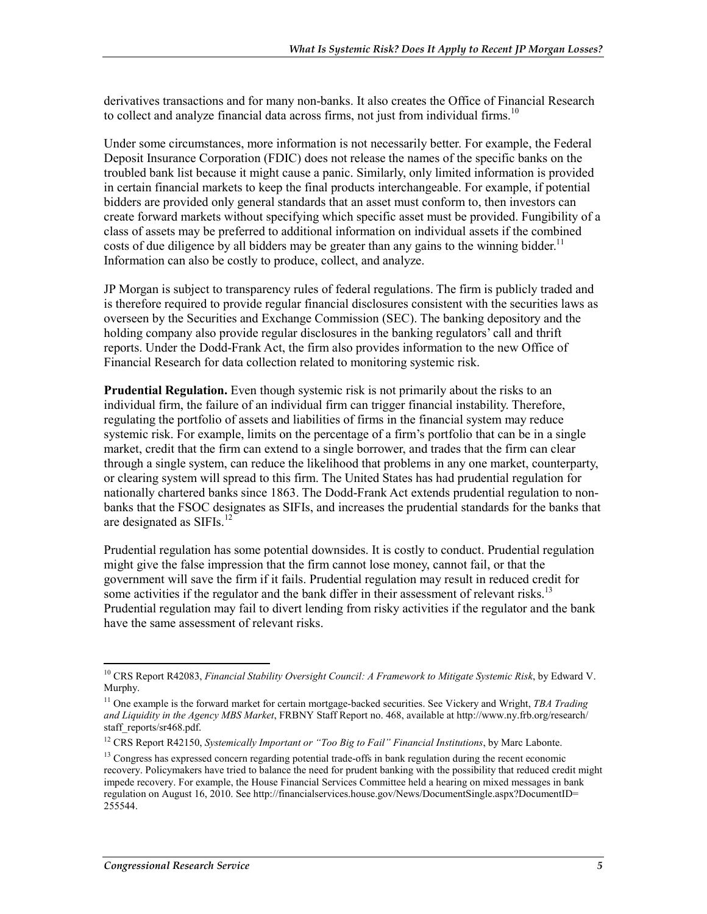derivatives transactions and for many non-banks. It also creates the Office of Financial Research to collect and analyze financial data across firms, not just from individual firms.[10]

Under some circumstances, more information is not necessarily better. For example, the Federal Deposit Insurance Corporation (FDIC) does not release the names of the specific banks on the troubled bank list because it might cause a panic. Similarly, only limited information is provided in certain financial markets to keep the final products interchangeable. For example, if potential bidders are provided only general standards that an asset must conform to, then investors can create forward markets without specifying which specific asset must be provided. Fungibility of a class of assets may be preferred to additional information on individual assets if the combined costs of due diligence by all bidders may be greater than any gains to the winning bidder.[11] Information can also be costly to produce, collect, and analyze.

JP Morgan is subject to transparency rules of federal regulations. The firm is publicly traded and is therefore required to provide regular financial disclosures consistent with the securities laws as overseen by the Securities and Exchange Commission (SEC). The banking depository and the holding company also provide regular disclosures in the banking regulators' call and thrift reports. Under the Dodd-Frank Act, the firm also provides information to the new Office of Financial Research for data collection related to monitoring systemic risk.

**Prudential Regulation.** Even though systemic risk is not primarily about the risks to an individual firm, the failure of an individual firm can trigger financial instability. Therefore, regulating the portfolio of assets and liabilities of firms in the financial system may reduce systemic risk. For example, limits on the percentage of a firm's portfolio that can be in a single market, credit that the firm can extend to a single borrower, and trades that the firm can clear through a single system, can reduce the likelihood that problems in any one market, counterparty, or clearing system will spread to this firm. The United States has had prudential regulation for nationally chartered banks since 1863. The Dodd-Frank Act extends prudential regulation to non-banks that the FSOC designates as SIFIs, and increases the prudential standards for the banks that are designated as SIFIs.[12]

Prudential regulation has some potential downsides. It is costly to conduct. Prudential regulation might give the false impression that the firm cannot lose money, cannot fail, or that the government will save the firm if it fails. Prudential regulation may result in reduced credit for some activities if the regulator and the bank differ in their assessment of relevant risks.[13] Prudential regulation may fail to divert lending from risky activities if the regulator and the bank have the same assessment of relevant risks.

---

[10] CRS Report R42083, *Financial Stability Oversight Council: A Framework to Mitigate Systemic Risk*, by Edward V. Murphy.

[11] One example is the forward market for certain mortgage-backed securities. See Vickery and Wright, *TBA Trading and Liquidity in the Agency MBS Market*, FRBNY Staff Report no. 468, available at http://www.ny.frb.org/research/staff_reports/sr468.pdf.

[12] CRS Report R42150, *Systemically Important or "Too Big to Fail" Financial Institutions*, by Marc Labonte.

[13] Congress has expressed concern regarding potential trade-offs in bank regulation during the recent economic recovery. Policymakers have tried to balance the need for prudent banking with the possibility that reduced credit might impede recovery. For example, the House Financial Services Committee held a hearing on mixed messages in bank regulation on August 16, 2010. See http://financialservices.house.gov/News/DocumentSingle.aspx?DocumentID=255544.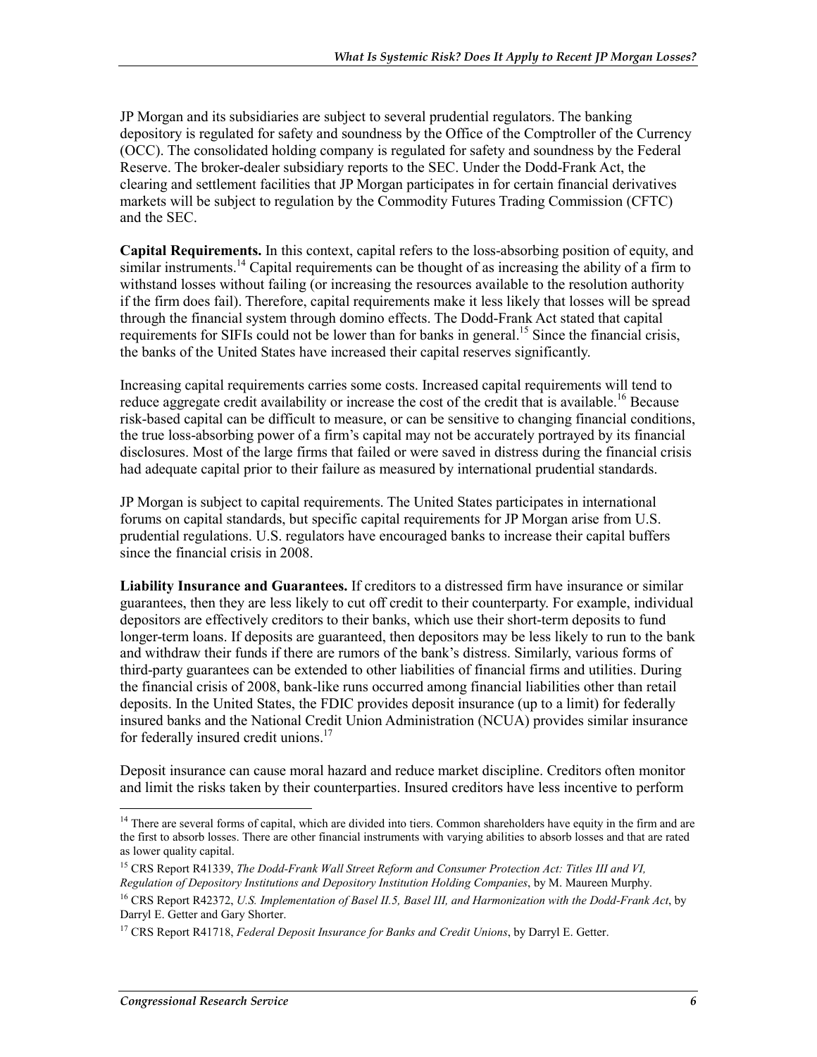JP Morgan and its subsidiaries are subject to several prudential regulators. The banking depository is regulated for safety and soundness by the Office of the Comptroller of the Currency (OCC). The consolidated holding company is regulated for safety and soundness by the Federal Reserve. The broker-dealer subsidiary reports to the SEC. Under the Dodd-Frank Act, the clearing and settlement facilities that JP Morgan participates in for certain financial derivatives markets will be subject to regulation by the Commodity Futures Trading Commission (CFTC) and the SEC.

**Capital Requirements.** In this context, capital refers to the loss-absorbing position of equity, and similar instruments.[14] Capital requirements can be thought of as increasing the ability of a firm to withstand losses without failing (or increasing the resources available to the resolution authority if the firm does fail). Therefore, capital requirements make it less likely that losses will be spread through the financial system through domino effects. The Dodd-Frank Act stated that capital requirements for SIFIs could not be lower than for banks in general.[15] Since the financial crisis, the banks of the United States have increased their capital reserves significantly.

Increasing capital requirements carries some costs. Increased capital requirements will tend to reduce aggregate credit availability or increase the cost of the credit that is available.[16] Because risk-based capital can be difficult to measure, or can be sensitive to changing financial conditions, the true loss-absorbing power of a firm's capital may not be accurately portrayed by its financial disclosures. Most of the large firms that failed or were saved in distress during the financial crisis had adequate capital prior to their failure as measured by international prudential standards.

JP Morgan is subject to capital requirements. The United States participates in international forums on capital standards, but specific capital requirements for JP Morgan arise from U.S. prudential regulations. U.S. regulators have encouraged banks to increase their capital buffers since the financial crisis in 2008.

**Liability Insurance and Guarantees.** If creditors to a distressed firm have insurance or similar guarantees, then they are less likely to cut off credit to their counterparty. For example, individual depositors are effectively creditors to their banks, which use their short-term deposits to fund longer-term loans. If deposits are guaranteed, then depositors may be less likely to run to the bank and withdraw their funds if there are rumors of the bank's distress. Similarly, various forms of third-party guarantees can be extended to other liabilities of financial firms and utilities. During the financial crisis of 2008, bank-like runs occurred among financial liabilities other than retail deposits. In the United States, the FDIC provides deposit insurance (up to a limit) for federally insured banks and the National Credit Union Administration (NCUA) provides similar insurance for federally insured credit unions.[17]

Deposit insurance can cause moral hazard and reduce market discipline. Creditors often monitor and limit the risks taken by their counterparties. Insured creditors have less incentive to perform

---

[14] There are several forms of capital, which are divided into tiers. Common shareholders have equity in the firm and are the first to absorb losses. There are other financial instruments with varying abilities to absorb losses and that are rated as lower quality capital.

[15] CRS Report R41339, *The Dodd-Frank Wall Street Reform and Consumer Protection Act: Titles III and VI, Regulation of Depository Institutions and Depository Institution Holding Companies*, by M. Maureen Murphy.

[16] CRS Report R42372, *U.S. Implementation of Basel II.5, Basel III, and Harmonization with the Dodd-Frank Act*, by Darryl E. Getter and Gary Shorter.

[17] CRS Report R41718, *Federal Deposit Insurance for Banks and Credit Unions*, by Darryl E. Getter.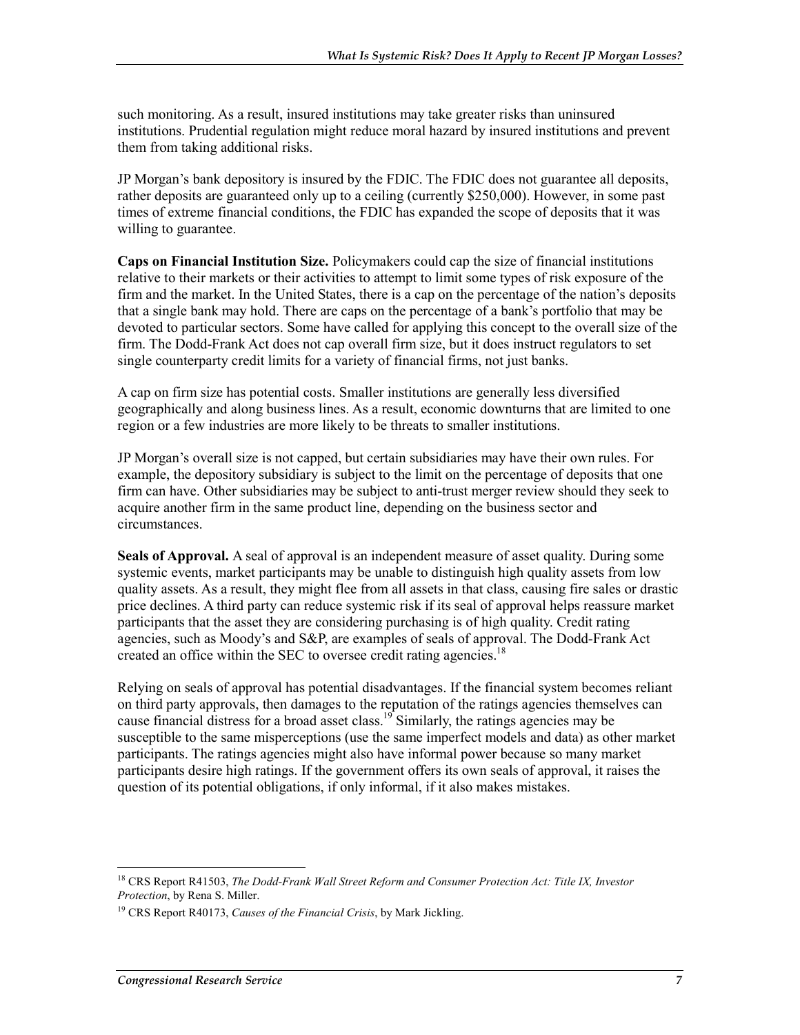such monitoring. As a result, insured institutions may take greater risks than uninsured institutions. Prudential regulation might reduce moral hazard by insured institutions and prevent them from taking additional risks.

JP Morgan's bank depository is insured by the FDIC. The FDIC does not guarantee all deposits, rather deposits are guaranteed only up to a ceiling (currently $250,000). However, in some past times of extreme financial conditions, the FDIC has expanded the scope of deposits that it was willing to guarantee.

**Caps on Financial Institution Size.** Policymakers could cap the size of financial institutions relative to their markets or their activities to attempt to limit some types of risk exposure of the firm and the market. In the United States, there is a cap on the percentage of the nation's deposits that a single bank may hold. There are caps on the percentage of a bank's portfolio that may be devoted to particular sectors. Some have called for applying this concept to the overall size of the firm. The Dodd-Frank Act does not cap overall firm size, but it does instruct regulators to set single counterparty credit limits for a variety of financial firms, not just banks.

A cap on firm size has potential costs. Smaller institutions are generally less diversified geographically and along business lines. As a result, economic downturns that are limited to one region or a few industries are more likely to be threats to smaller institutions.

JP Morgan's overall size is not capped, but certain subsidiaries may have their own rules. For example, the depository subsidiary is subject to the limit on the percentage of deposits that one firm can have. Other subsidiaries may be subject to anti-trust merger review should they seek to acquire another firm in the same product line, depending on the business sector and circumstances.

**Seals of Approval.** A seal of approval is an independent measure of asset quality. During some systemic events, market participants may be unable to distinguish high quality assets from low quality assets. As a result, they might flee from all assets in that class, causing fire sales or drastic price declines. A third party can reduce systemic risk if its seal of approval helps reassure market participants that the asset they are considering purchasing is of high quality. Credit rating agencies, such as Moody's and S&P, are examples of seals of approval. The Dodd-Frank Act created an office within the SEC to oversee credit rating agencies.[18]

Relying on seals of approval has potential disadvantages. If the financial system becomes reliant on third party approvals, then damages to the reputation of the ratings agencies themselves can cause financial distress for a broad asset class.[19] Similarly, the ratings agencies may be susceptible to the same misperceptions (use the same imperfect models and data) as other market participants. The ratings agencies might also have informal power because so many market participants desire high ratings. If the government offers its own seals of approval, it raises the question of its potential obligations, if only informal, if it also makes mistakes.

[18] CRS Report R41503, *The Dodd-Frank Wall Street Reform and Consumer Protection Act: Title IX, Investor Protection*, by Rena S. Miller.

[19] CRS Report R40173, *Causes of the Financial Crisis*, by Mark Jickling.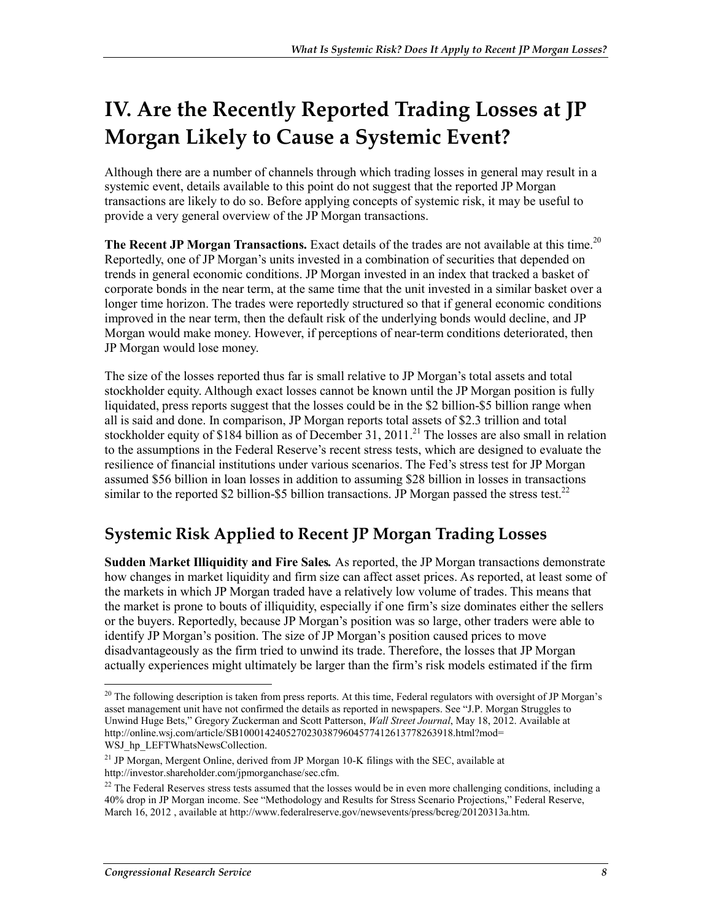# IV. Are the Recently Reported Trading Losses at JP Morgan Likely to Cause a Systemic Event?

Although there are a number of channels through which trading losses in general may result in a systemic event, details available to this point do not suggest that the reported JP Morgan transactions are likely to do so. Before applying concepts of systemic risk, it may be useful to provide a very general overview of the JP Morgan transactions.

**The Recent JP Morgan Transactions.** Exact details of the trades are not available at this time.[20] Reportedly, one of JP Morgan's units invested in a combination of securities that depended on trends in general economic conditions. JP Morgan invested in an index that tracked a basket of corporate bonds in the near term, at the same time that the unit invested in a similar basket over a longer time horizon. The trades were reportedly structured so that if general economic conditions improved in the near term, then the default risk of the underlying bonds would decline, and JP Morgan would make money. However, if perceptions of near-term conditions deteriorated, then JP Morgan would lose money.

The size of the losses reported thus far is small relative to JP Morgan's total assets and total stockholder equity. Although exact losses cannot be known until the JP Morgan position is fully liquidated, press reports suggest that the losses could be in the $2 billion-$5 billion range when all is said and done. In comparison, JP Morgan reports total assets of $2.3 trillion and total stockholder equity of $184 billion as of December 31, 2011.[21] The losses are also small in relation to the assumptions in the Federal Reserve's recent stress tests, which are designed to evaluate the resilience of financial institutions under various scenarios. The Fed's stress test for JP Morgan assumed $56 billion in loan losses in addition to assuming $28 billion in losses in transactions similar to the reported $2 billion-$5 billion transactions. JP Morgan passed the stress test.[22]

## Systemic Risk Applied to Recent JP Morgan Trading Losses

**Sudden Market Illiquidity and Fire Sales.** As reported, the JP Morgan transactions demonstrate how changes in market liquidity and firm size can affect asset prices. As reported, at least some of the markets in which JP Morgan traded have a relatively low volume of trades. This means that the market is prone to bouts of illiquidity, especially if one firm's size dominates either the sellers or the buyers. Reportedly, because JP Morgan's position was so large, other traders were able to identify JP Morgan's position. The size of JP Morgan's position caused prices to move disadvantageously as the firm tried to unwind its trade. Therefore, the losses that JP Morgan actually experiences might ultimately be larger than the firm's risk models estimated if the firm

---

[20] The following description is taken from press reports. At this time, Federal regulators with oversight of JP Morgan's asset management unit have not confirmed the details as reported in newspapers. See "J.P. Morgan Struggles to Unwind Huge Bets," Gregory Zuckerman and Scott Patterson, *Wall Street Journal*, May 18, 2012. Available at http://online.wsj.com/article/SB10001424052702303879604577412613778263918.html?mod=WSJ_hp_LEFTWhatsNewsCollection.

[21] JP Morgan, Mergent Online, derived from JP Morgan 10-K filings with the SEC, available at http://investor.shareholder.com/jpmorganchase/sec.cfm.

[22] The Federal Reserves stress tests assumed that the losses would be in even more challenging conditions, including a 40% drop in JP Morgan income. See "Methodology and Results for Stress Scenario Projections," Federal Reserve, March 16, 2012 , available at http://www.federalreserve.gov/newsevents/press/bcreg/20120313a.htm.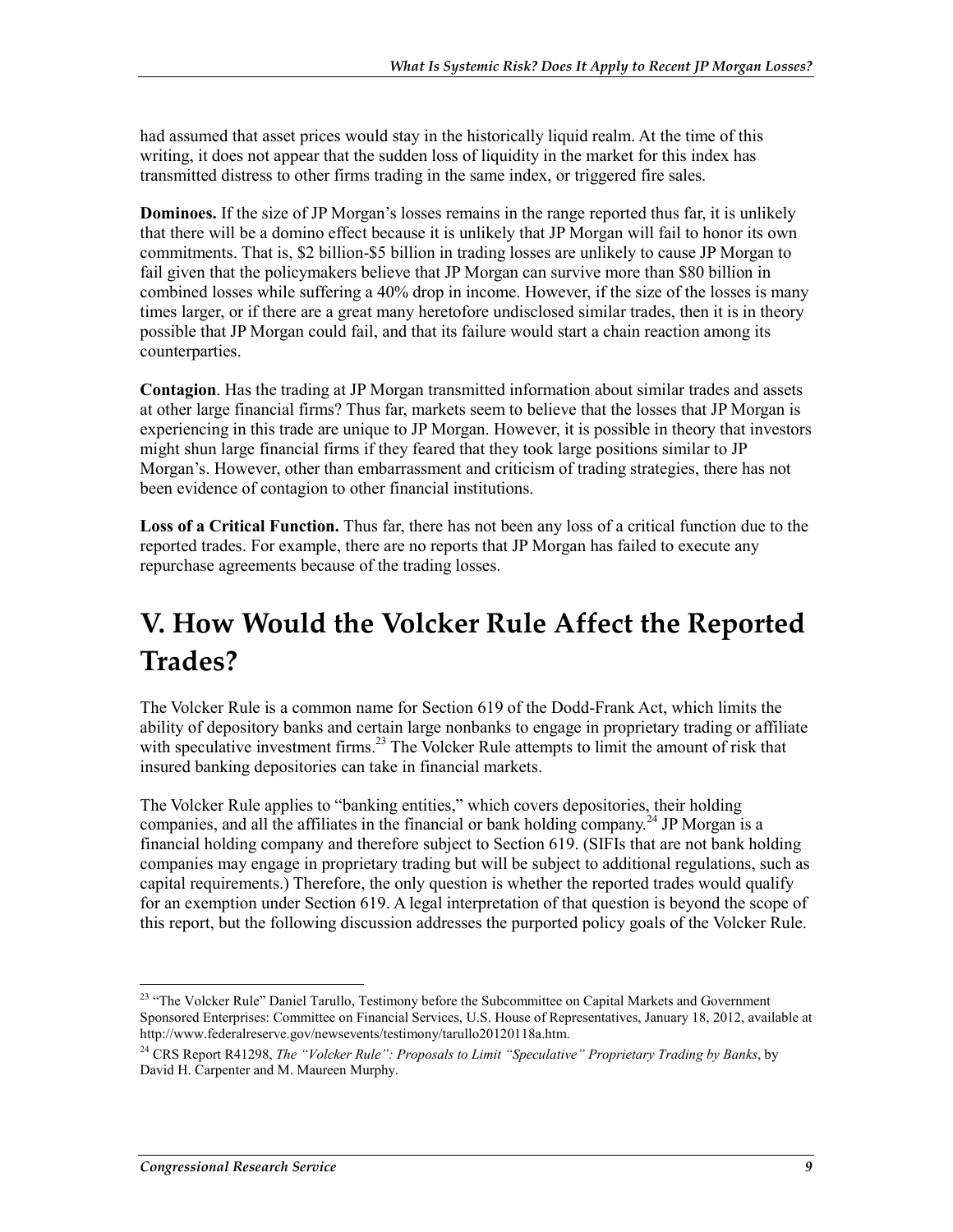had assumed that asset prices would stay in the historically liquid realm. At the time of this writing, it does not appear that the sudden loss of liquidity in the market for this index has transmitted distress to other firms trading in the same index, or triggered fire sales.

**Dominoes.** If the size of JP Morgan's losses remains in the range reported thus far, it is unlikely that there will be a domino effect because it is unlikely that JP Morgan will fail to honor its own commitments. That is, \$2 billion-\$5 billion in trading losses are unlikely to cause JP Morgan to fail given that the policymakers believe that JP Morgan can survive more than \$80 billion in combined losses while suffering a 40% drop in income. However, if the size of the losses is many times larger, or if there are a great many heretofore undisclosed similar trades, then it is in theory possible that JP Morgan could fail, and that its failure would start a chain reaction among its counterparties.

**Contagion**. Has the trading at JP Morgan transmitted information about similar trades and assets at other large financial firms? Thus far, markets seem to believe that the losses that JP Morgan is experiencing in this trade are unique to JP Morgan. However, it is possible in theory that investors might shun large financial firms if they feared that they took large positions similar to JP Morgan's. However, other than embarrassment and criticism of trading strategies, there has not been evidence of contagion to other financial institutions.

**Loss of a Critical Function.** Thus far, there has not been any loss of a critical function due to the reported trades. For example, there are no reports that JP Morgan has failed to execute any repurchase agreements because of the trading losses.

# V. How Would the Volcker Rule Affect the Reported Trades?

The Volcker Rule is a common name for Section 619 of the Dodd-Frank Act, which limits the ability of depository banks and certain large nonbanks to engage in proprietary trading or affiliate with speculative investment firms.[23] The Volcker Rule attempts to limit the amount of risk that insured banking depositories can take in financial markets.

The Volcker Rule applies to "banking entities," which covers depositories, their holding companies, and all the affiliates in the financial or bank holding company.[24] JP Morgan is a financial holding company and therefore subject to Section 619. (SIFIs that are not bank holding companies may engage in proprietary trading but will be subject to additional regulations, such as capital requirements.) Therefore, the only question is whether the reported trades would qualify for an exemption under Section 619. A legal interpretation of that question is beyond the scope of this report, but the following discussion addresses the purported policy goals of the Volcker Rule.

---

[23] "The Volcker Rule" Daniel Tarullo, Testimony before the Subcommittee on Capital Markets and Government Sponsored Enterprises: Committee on Financial Services, U.S. House of Representatives, January 18, 2012, available at http://www.federalreserve.gov/newsevents/testimony/tarullo20120118a.htm.

[24] CRS Report R41298, *The "Volcker Rule": Proposals to Limit "Speculative" Proprietary Trading by Banks*, by David H. Carpenter and M. Maureen Murphy.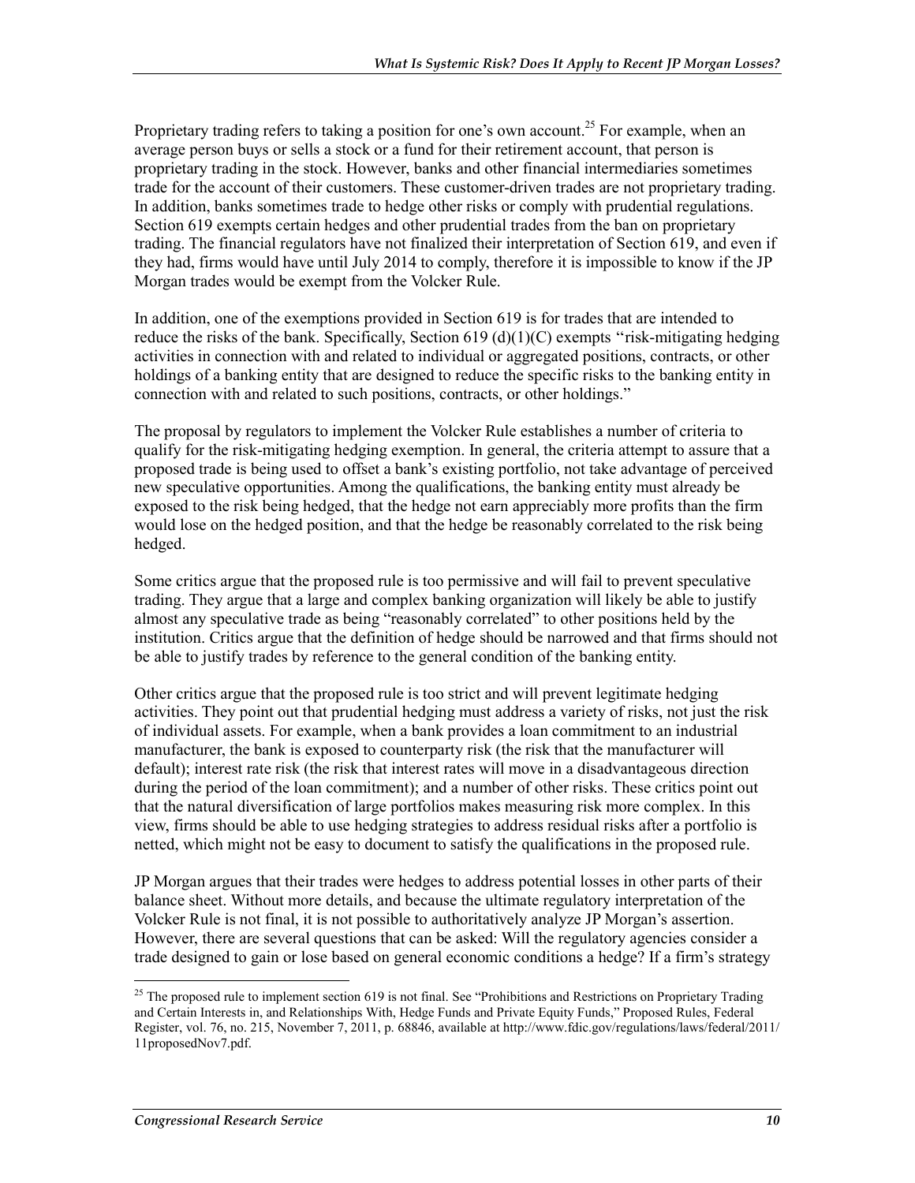Proprietary trading refers to taking a position for one's own account.[25] For example, when an average person buys or sells a stock or a fund for their retirement account, that person is proprietary trading in the stock. However, banks and other financial intermediaries sometimes trade for the account of their customers. These customer-driven trades are not proprietary trading. In addition, banks sometimes trade to hedge other risks or comply with prudential regulations. Section 619 exempts certain hedges and other prudential trades from the ban on proprietary trading. The financial regulators have not finalized their interpretation of Section 619, and even if they had, firms would have until July 2014 to comply, therefore it is impossible to know if the JP Morgan trades would be exempt from the Volcker Rule.

In addition, one of the exemptions provided in Section 619 is for trades that are intended to reduce the risks of the bank. Specifically, Section 619 (d)(1)(C) exempts "risk-mitigating hedging activities in connection with and related to individual or aggregated positions, contracts, or other holdings of a banking entity that are designed to reduce the specific risks to the banking entity in connection with and related to such positions, contracts, or other holdings."

The proposal by regulators to implement the Volcker Rule establishes a number of criteria to qualify for the risk-mitigating hedging exemption. In general, the criteria attempt to assure that a proposed trade is being used to offset a bank's existing portfolio, not take advantage of perceived new speculative opportunities. Among the qualifications, the banking entity must already be exposed to the risk being hedged, that the hedge not earn appreciably more profits than the firm would lose on the hedged position, and that the hedge be reasonably correlated to the risk being hedged.

Some critics argue that the proposed rule is too permissive and will fail to prevent speculative trading. They argue that a large and complex banking organization will likely be able to justify almost any speculative trade as being "reasonably correlated" to other positions held by the institution. Critics argue that the definition of hedge should be narrowed and that firms should not be able to justify trades by reference to the general condition of the banking entity.

Other critics argue that the proposed rule is too strict and will prevent legitimate hedging activities. They point out that prudential hedging must address a variety of risks, not just the risk of individual assets. For example, when a bank provides a loan commitment to an industrial manufacturer, the bank is exposed to counterparty risk (the risk that the manufacturer will default); interest rate risk (the risk that interest rates will move in a disadvantageous direction during the period of the loan commitment); and a number of other risks. These critics point out that the natural diversification of large portfolios makes measuring risk more complex. In this view, firms should be able to use hedging strategies to address residual risks after a portfolio is netted, which might not be easy to document to satisfy the qualifications in the proposed rule.

JP Morgan argues that their trades were hedges to address potential losses in other parts of their balance sheet. Without more details, and because the ultimate regulatory interpretation of the Volcker Rule is not final, it is not possible to authoritatively analyze JP Morgan's assertion. However, there are several questions that can be asked: Will the regulatory agencies consider a trade designed to gain or lose based on general economic conditions a hedge? If a firm's strategy

---

[25] The proposed rule to implement section 619 is not final. See "Prohibitions and Restrictions on Proprietary Trading and Certain Interests in, and Relationships With, Hedge Funds and Private Equity Funds," Proposed Rules, Federal Register, vol. 76, no. 215, November 7, 2011, p. 68846, available at http://www.fdic.gov/regulations/laws/federal/2011/11proposedNov7.pdf.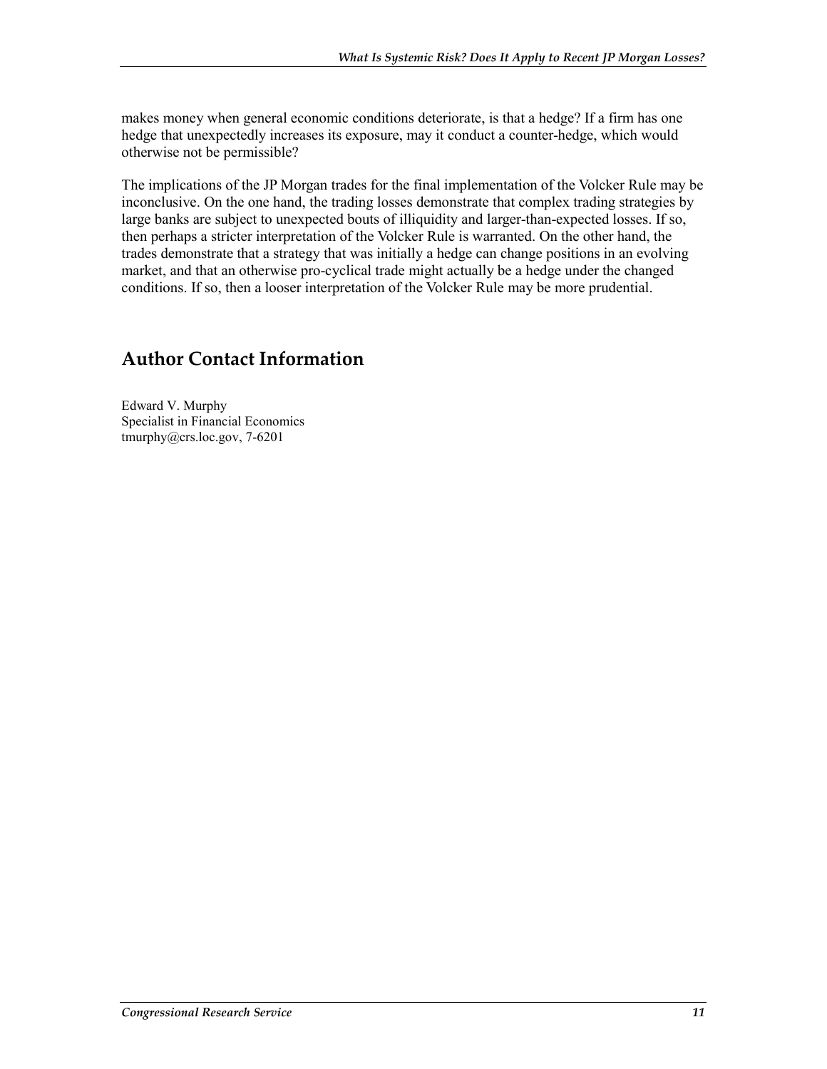makes money when general economic conditions deteriorate, is that a hedge? If a firm has one hedge that unexpectedly increases its exposure, may it conduct a counter-hedge, which would otherwise not be permissible?

The implications of the JP Morgan trades for the final implementation of the Volcker Rule may be inconclusive. On the one hand, the trading losses demonstrate that complex trading strategies by large banks are subject to unexpected bouts of illiquidity and larger-than-expected losses. If so, then perhaps a stricter interpretation of the Volcker Rule is warranted. On the other hand, the trades demonstrate that a strategy that was initially a hedge can change positions in an evolving market, and that an otherwise pro-cyclical trade might actually be a hedge under the changed conditions. If so, then a looser interpretation of the Volcker Rule may be more prudential.

## Author Contact Information

Edward V. Murphy
Specialist in Financial Economics
tmurphy@crs.loc.gov, 7-6201